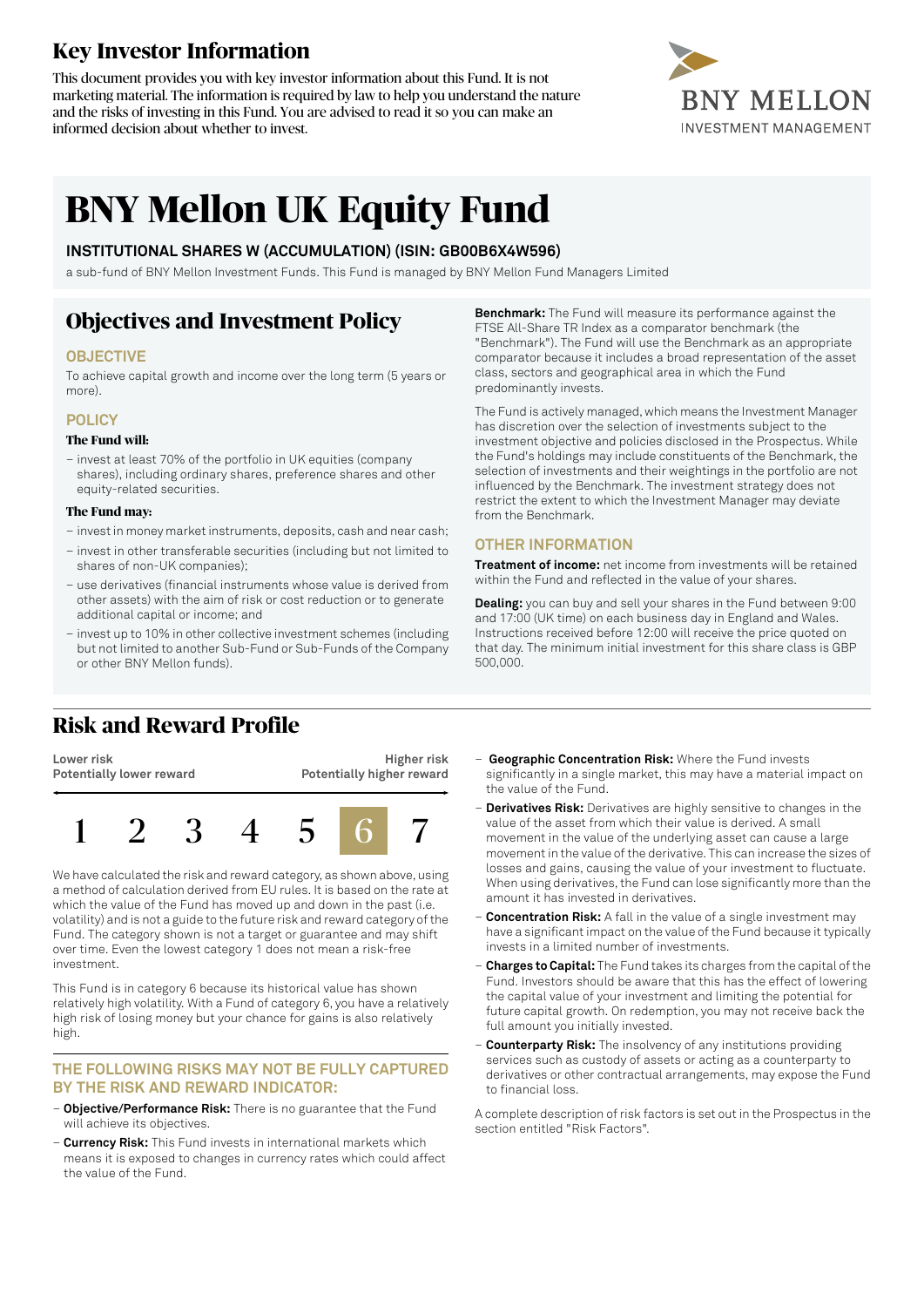# Key Investor Information

This document provides you with key investor information about this Fund. It is not marketing material. The information is required by law to help you understand the nature and the risks of investing in this Fund. You are advised to read it so you can make an informed decision about whether to invest.

BNY MELLON
INVESTMENT MANAGEMENT

# BNY Mellon UK Equity Fund

**INSTITUTIONAL SHARES W (ACCUMULATION) (ISIN: GB00B6X4W596)**

a sub-fund of BNY Mellon Investment Funds. This Fund is managed by BNY Mellon Fund Managers Limited

## Objectives and Investment Policy

### OBJECTIVE

To achieve capital growth and income over the long term (5 years or more).

### POLICY

**The Fund will:**

– invest at least 70% of the portfolio in UK equities (company shares), including ordinary shares, preference shares and other equity-related securities.

**The Fund may:**

– invest in money market instruments, deposits, cash and near cash;
– invest in other transferable securities (including but not limited to shares of non-UK companies);
– use derivatives (financial instruments whose value is derived from other assets) with the aim of risk or cost reduction or to generate additional capital or income; and
– invest up to 10% in other collective investment schemes (including but not limited to another Sub-Fund or Sub-Funds of the Company or other BNY Mellon funds).

**Benchmark:** The Fund will measure its performance against the FTSE All-Share TR Index as a comparator benchmark (the "Benchmark"). The Fund will use the Benchmark as an appropriate comparator because it includes a broad representation of the asset class, sectors and geographical area in which the Fund predominantly invests.

The Fund is actively managed, which means the Investment Manager has discretion over the selection of investments subject to the investment objective and policies disclosed in the Prospectus. While the Fund's holdings may include constituents of the Benchmark, the selection of investments and their weightings in the portfolio are not influenced by the Benchmark. The investment strategy does not restrict the extent to which the Investment Manager may deviate from the Benchmark.

### OTHER INFORMATION

**Treatment of income:** net income from investments will be retained within the Fund and reflected in the value of your shares.

**Dealing:** you can buy and sell your shares in the Fund between 9:00 and 17:00 (UK time) on each business day in England and Wales. Instructions received before 12:00 will receive the price quoted on that day. The minimum initial investment for this share class is GBP 500,000.

## Risk and Reward Profile

| Lower risk<br>Potentially lower reward | | | | | | Higher risk<br>Potentially higher reward |
|---|---|---|---|---|---|---|
| 1 | 2 | 3 | 4 | 5 | **6** | 7 |

We have calculated the risk and reward category, as shown above, using a method of calculation derived from EU rules. It is based on the rate at which the value of the Fund has moved up and down in the past (i.e. volatility) and is not a guide to the future risk and reward category of the Fund. The category shown is not a target or guarantee and may shift over time. Even the lowest category 1 does not mean a risk-free investment.

This Fund is in category 6 because its historical value has shown relatively high volatility. With a Fund of category 6, you have a relatively high risk of losing money but your chance for gains is also relatively high.

### THE FOLLOWING RISKS MAY NOT BE FULLY CAPTURED BY THE RISK AND REWARD INDICATOR:

– **Objective/Performance Risk:** There is no guarantee that the Fund will achieve its objectives.
– **Currency Risk:** This Fund invests in international markets which means it is exposed to changes in currency rates which could affect the value of the Fund.
– **Geographic Concentration Risk:** Where the Fund invests significantly in a single market, this may have a material impact on the value of the Fund.
– **Derivatives Risk:** Derivatives are highly sensitive to changes in the value of the asset from which their value is derived. A small movement in the value of the underlying asset can cause a large movement in the value of the derivative. This can increase the sizes of losses and gains, causing the value of your investment to fluctuate. When using derivatives, the Fund can lose significantly more than the amount it has invested in derivatives.
– **Concentration Risk:** A fall in the value of a single investment may have a significant impact on the value of the Fund because it typically invests in a limited number of investments.
– **Charges to Capital:** The Fund takes its charges from the capital of the Fund. Investors should be aware that this has the effect of lowering the capital value of your investment and limiting the potential for future capital growth. On redemption, you may not receive back the full amount you initially invested.
– **Counterparty Risk:** The insolvency of any institutions providing services such as custody of assets or acting as a counterparty to derivatives or other contractual arrangements, may expose the Fund to financial loss.

A complete description of risk factors is set out in the Prospectus in the section entitled "Risk Factors".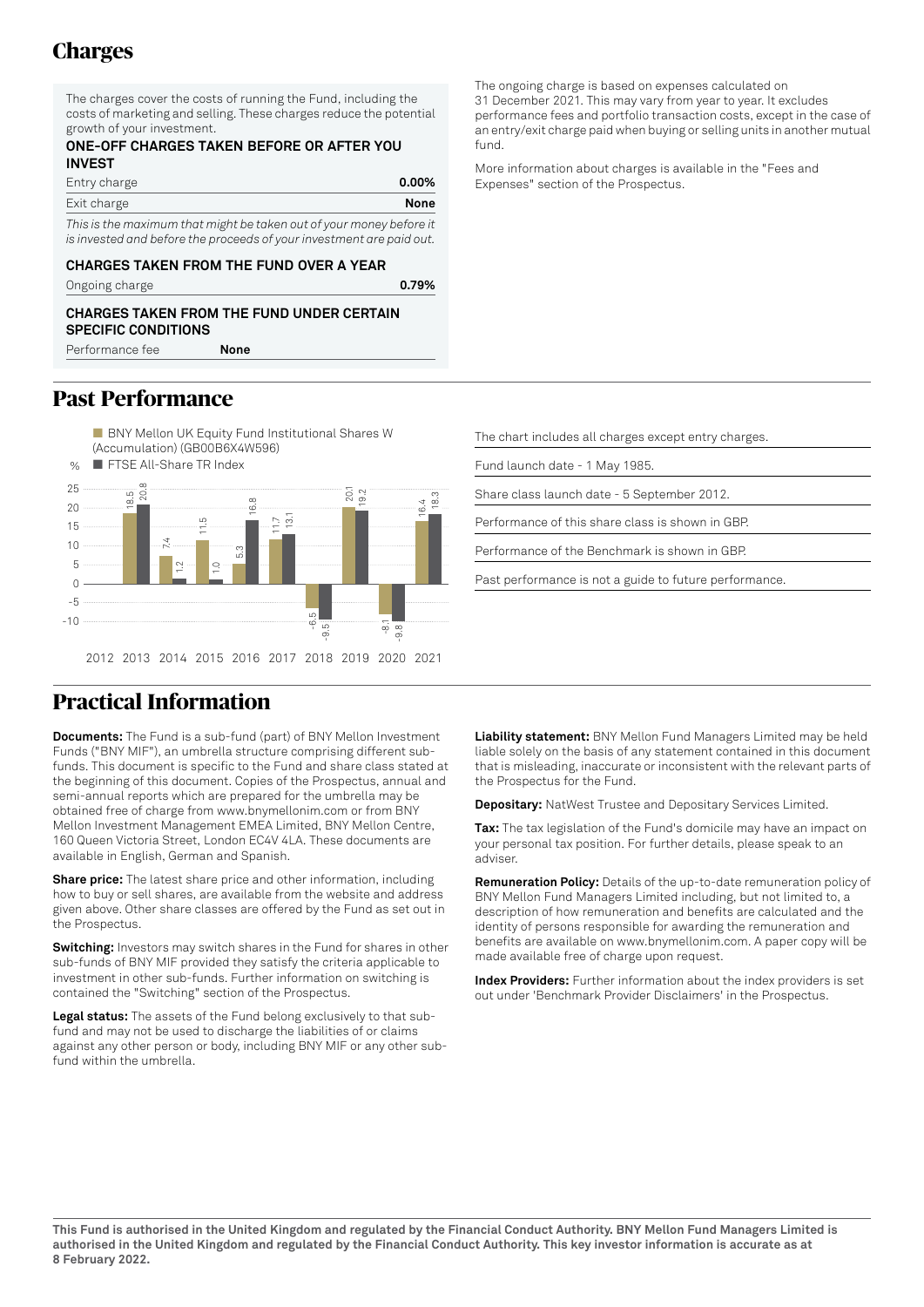## Charges

The charges cover the costs of running the Fund, including the costs of marketing and selling. These charges reduce the potential growth of your investment.

| ONE-OFF CHARGES TAKEN BEFORE OR AFTER YOU INVEST | |
|---|---|
| Entry charge | **0.00%** |
| Exit charge | **None** |

*This is the maximum that might be taken out of your money before it is invested and before the proceeds of your investment are paid out.*

| CHARGES TAKEN FROM THE FUND OVER A YEAR | |
|---|---|
| Ongoing charge | **0.79%** |

| CHARGES TAKEN FROM THE FUND UNDER CERTAIN SPECIFIC CONDITIONS | |
|---|---|
| Performance fee | **None** |

The ongoing charge is based on expenses calculated on 31 December 2021. This may vary from year to year. It excludes performance fees and portfolio transaction costs, except in the case of an entry/exit charge paid when buying or selling units in another mutual fund.

More information about charges is available in the "Fees and Expenses" section of the Prospectus.

## Past Performance

BNY Mellon UK Equity Fund Institutional Shares W (Accumulation) (GB00B6X4W596)

FTSE All-Share TR Index

%

25
20
15
10
5
0
-5
-10

18.5 20.8
7.4 1.2
11.5 1.0
5.3 16.8
11.7 13.1
-6.5 -9.5
20.1 19.2
-8.1 -9.8
16.4 18.3

2012 2013 2014 2015 2016 2017 2018 2019 2020 2021

The chart includes all charges except entry charges.

Fund launch date - 1 May 1985.

Share class launch date - 5 September 2012.

Performance of this share class is shown in GBP.

Performance of the Benchmark is shown in GBP.

Past performance is not a guide to future performance.

## Practical Information

**Documents:** The Fund is a sub-fund (part) of BNY Mellon Investment Funds ("BNY MIF"), an umbrella structure comprising different sub-funds. This document is specific to the Fund and share class stated at the beginning of this document. Copies of the Prospectus, annual and semi-annual reports which are prepared for the umbrella may be obtained free of charge from www.bnymellonim.com or from BNY Mellon Investment Management EMEA Limited, BNY Mellon Centre, 160 Queen Victoria Street, London EC4V 4LA. These documents are available in English, German and Spanish.

**Share price:** The latest share price and other information, including how to buy or sell shares, are available from the website and address given above. Other share classes are offered by the Fund as set out in the Prospectus.

**Switching:** Investors may switch shares in the Fund for shares in other sub-funds of BNY MIF provided they satisfy the criteria applicable to investment in other sub-funds. Further information on switching is contained the "Switching" section of the Prospectus.

**Legal status:** The assets of the Fund belong exclusively to that sub-fund and may not be used to discharge the liabilities of or claims against any other person or body, including BNY MIF or any other sub-fund within the umbrella.

**Liability statement:** BNY Mellon Fund Managers Limited may be held liable solely on the basis of any statement contained in this document that is misleading, inaccurate or inconsistent with the relevant parts of the Prospectus for the Fund.

**Depositary:** NatWest Trustee and Depositary Services Limited.

**Tax:** The tax legislation of the Fund's domicile may have an impact on your personal tax position. For further details, please speak to an adviser.

**Remuneration Policy:** Details of the up-to-date remuneration policy of BNY Mellon Fund Managers Limited including, but not limited to, a description of how remuneration and benefits are calculated and the identity of persons responsible for awarding the remuneration and benefits are available on www.bnymellonim.com. A paper copy will be made available free of charge upon request.

**Index Providers:** Further information about the index providers is set out under 'Benchmark Provider Disclaimers' in the Prospectus.

**This Fund is authorised in the United Kingdom and regulated by the Financial Conduct Authority. BNY Mellon Fund Managers Limited is authorised in the United Kingdom and regulated by the Financial Conduct Authority. This key investor information is accurate as at 8 February 2022.**